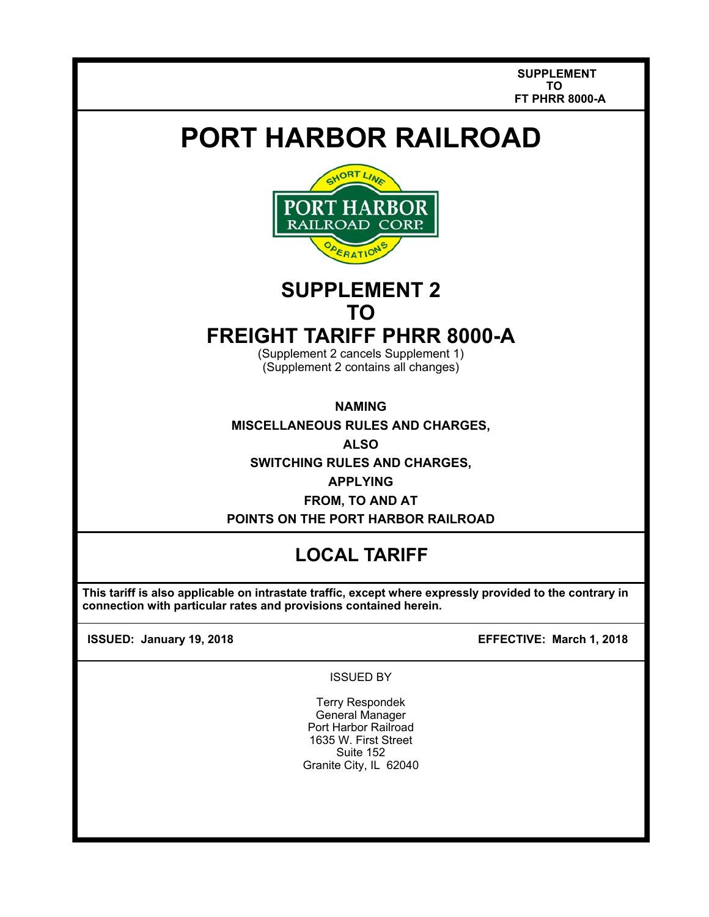**SUPPLEMENT
TO
FT PHRR 8000-A**

# PORT HARBOR RAILROAD

## SUPPLEMENT 2
## TO
## FREIGHT TARIFF PHRR 8000-A

(Supplement 2 cancels Supplement 1)
(Supplement 2 contains all changes)

**NAMING**

**MISCELLANEOUS RULES AND CHARGES,**

**ALSO**

**SWITCHING RULES AND CHARGES,**

**APPLYING**

**FROM, TO AND AT**

**POINTS ON THE PORT HARBOR RAILROAD**

## LOCAL TARIFF

**This tariff is also applicable on intrastate traffic, except where expressly provided to the contrary in connection with particular rates and provisions contained herein.**

**ISSUED: January 19, 2018** | **EFFECTIVE: March 1, 2018**

ISSUED BY

Terry Respondek
General Manager
Port Harbor Railroad
1635 W. First Street
Suite 152
Granite City, IL 62040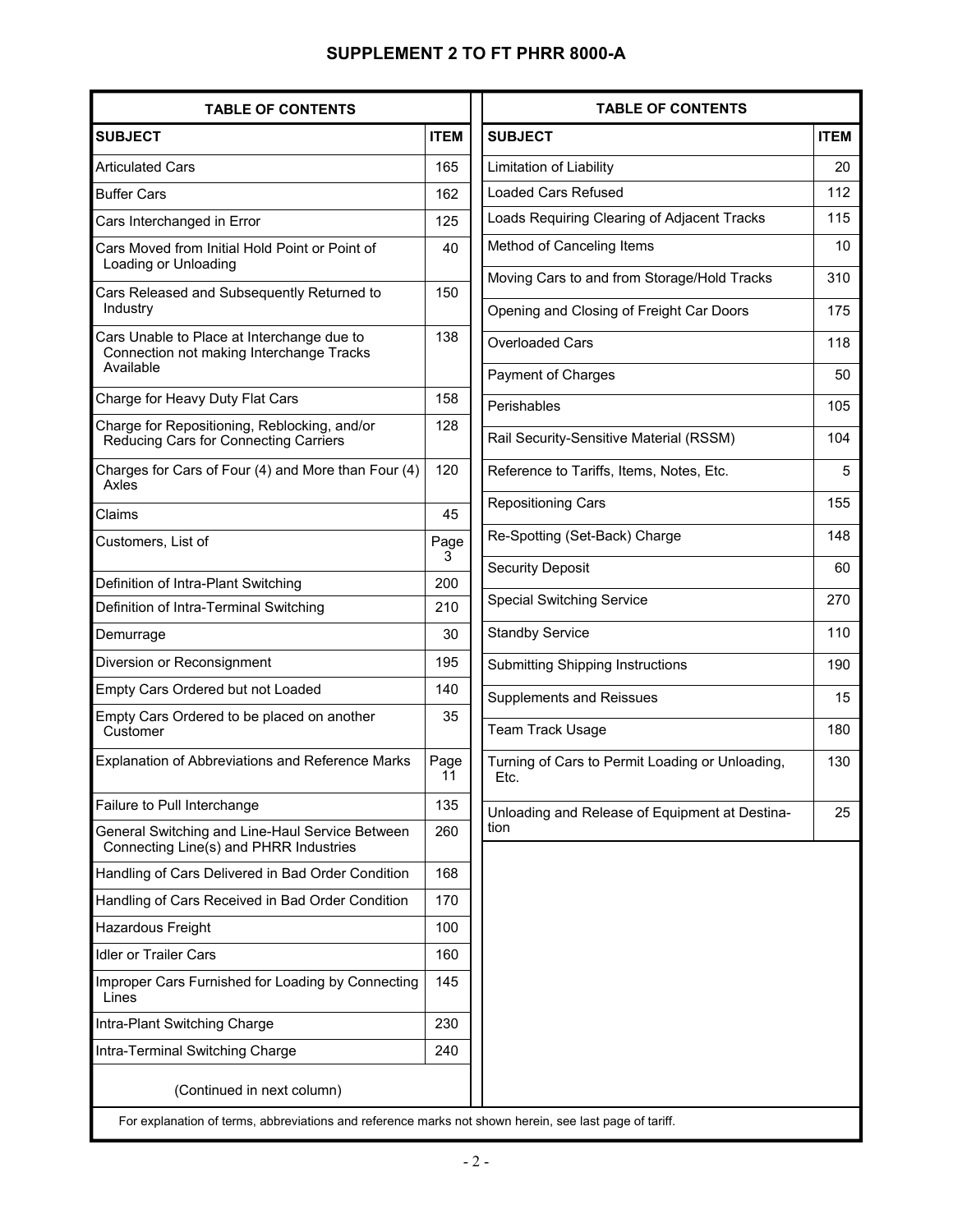# SUPPLEMENT 2 TO FT PHRR 8000-A

## TABLE OF CONTENTS

| SUBJECT | ITEM |
|---|---|
| Articulated Cars | 165 |
| Buffer Cars | 162 |
| Cars Interchanged in Error | 125 |
| Cars Moved from Initial Hold Point or Point of Loading or Unloading | 40 |
| Cars Released and Subsequently Returned to Industry | 150 |
| Cars Unable to Place at Interchange due to Connection not making Interchange Tracks Available | 138 |
| Charge for Heavy Duty Flat Cars | 158 |
| Charge for Repositioning, Reblocking, and/or Reducing Cars for Connecting Carriers | 128 |
| Charges for Cars of Four (4) and More than Four (4) Axles | 120 |
| Claims | 45 |
| Customers, List of | Page 3 |
| Definition of Intra-Plant Switching | 200 |
| Definition of Intra-Terminal Switching | 210 |
| Demurrage | 30 |
| Diversion or Reconsignment | 195 |
| Empty Cars Ordered but not Loaded | 140 |
| Empty Cars Ordered to be placed on another Customer | 35 |
| Explanation of Abbreviations and Reference Marks | Page 11 |
| Failure to Pull Interchange | 135 |
| General Switching and Line-Haul Service Between Connecting Line(s) and PHRR Industries | 260 |
| Handling of Cars Delivered in Bad Order Condition | 168 |
| Handling of Cars Received in Bad Order Condition | 170 |
| Hazardous Freight | 100 |
| Idler or Trailer Cars | 160 |
| Improper Cars Furnished for Loading by Connecting Lines | 145 |
| Intra-Plant Switching Charge | 230 |
| Intra-Terminal Switching Charge | 240 |
| Limitation of Liability | 20 |
| Loaded Cars Refused | 112 |
| Loads Requiring Clearing of Adjacent Tracks | 115 |
| Method of Canceling Items | 10 |
| Moving Cars to and from Storage/Hold Tracks | 310 |
| Opening and Closing of Freight Car Doors | 175 |
| Overloaded Cars | 118 |
| Payment of Charges | 50 |
| Perishables | 105 |
| Rail Security-Sensitive Material (RSSM) | 104 |
| Reference to Tariffs, Items, Notes, Etc. | 5 |
| Repositioning Cars | 155 |
| Re-Spotting (Set-Back) Charge | 148 |
| Security Deposit | 60 |
| Special Switching Service | 270 |
| Standby Service | 110 |
| Submitting Shipping Instructions | 190 |
| Supplements and Reissues | 15 |
| Team Track Usage | 180 |
| Turning of Cars to Permit Loading or Unloading, Etc. | 130 |
| Unloading and Release of Equipment at Destination | 25 |

For explanation of terms, abbreviations and reference marks not shown herein, see last page of tariff.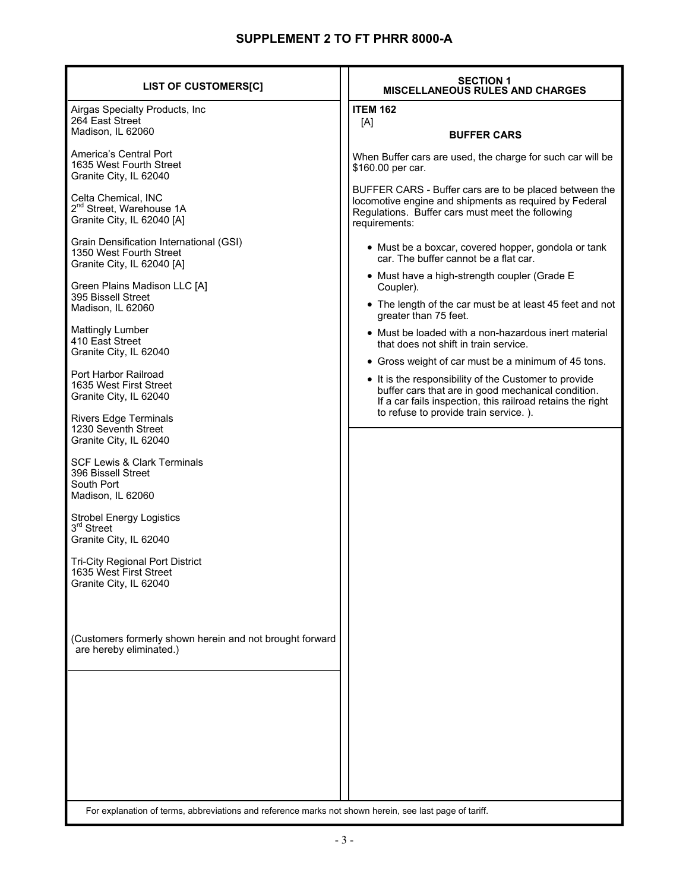# SUPPLEMENT 2 TO FT PHRR 8000-A

## LIST OF CUSTOMERS[C]

Airgas Specialty Products, Inc
264 East Street
Madison, IL 62060

America's Central Port
1635 West Fourth Street
Granite City, IL 62040

Celta Chemical, INC
2nd Street, Warehouse 1A
Granite City, IL 62040 [A]

Grain Densification International (GSI)
1350 West Fourth Street
Granite City, IL 62040 [A]

Green Plains Madison LLC [A]
395 Bissell Street
Madison, IL 62060

Mattingly Lumber
410 East Street
Granite City, IL 62040

Port Harbor Railroad
1635 West First Street
Granite City, IL 62040

Rivers Edge Terminals
1230 Seventh Street
Granite City, IL 62040

SCF Lewis & Clark Terminals
396 Bissell Street
South Port
Madison, IL 62060

Strobel Energy Logistics
3rd Street
Granite City, IL 62040

Tri-City Regional Port District
1635 West First Street
Granite City, IL 62040

(Customers formerly shown herein and not brought forward are hereby eliminated.)

## SECTION 1
## MISCELLANEOUS RULES AND CHARGES

**ITEM 162**
[A]

### BUFFER CARS

When Buffer cars are used, the charge for such car will be $160.00 per car.

BUFFER CARS - Buffer cars are to be placed between the locomotive engine and shipments as required by Federal Regulations. Buffer cars must meet the following requirements:

- Must be a boxcar, covered hopper, gondola or tank car. The buffer cannot be a flat car.
- Must have a high-strength coupler (Grade E Coupler).
- The length of the car must be at least 45 feet and not greater than 75 feet.
- Must be loaded with a non-hazardous inert material that does not shift in train service.
- Gross weight of car must be a minimum of 45 tons.
- It is the responsibility of the Customer to provide buffer cars that are in good mechanical condition. If a car fails inspection, this railroad retains the right to refuse to provide train service. ).

For explanation of terms, abbreviations and reference marks not shown herein, see last page of tariff.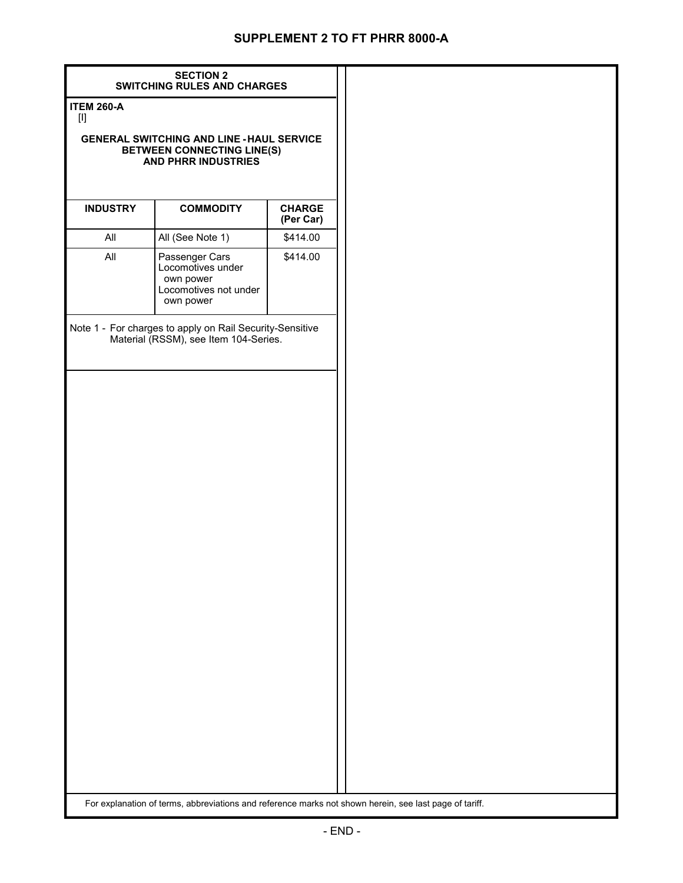## SUPPLEMENT 2 TO FT PHRR 8000-A

### SECTION 2
### SWITCHING RULES AND CHARGES

**ITEM 260-A**
[I]

**GENERAL SWITCHING AND LINE - HAUL SERVICE BETWEEN CONNECTING LINE(S) AND PHRR INDUSTRIES**

| INDUSTRY | COMMODITY | CHARGE (Per Car) |
| --- | --- | --- |
| All | All (See Note 1) | $414.00 |
| All | Passenger Cars<br>Locomotives under own power<br>Locomotives not under own power | $414.00 |

Note 1 - For charges to apply on Rail Security-Sensitive Material (RSSM), see Item 104-Series.

For explanation of terms, abbreviations and reference marks not shown herein, see last page of tariff.

- END -